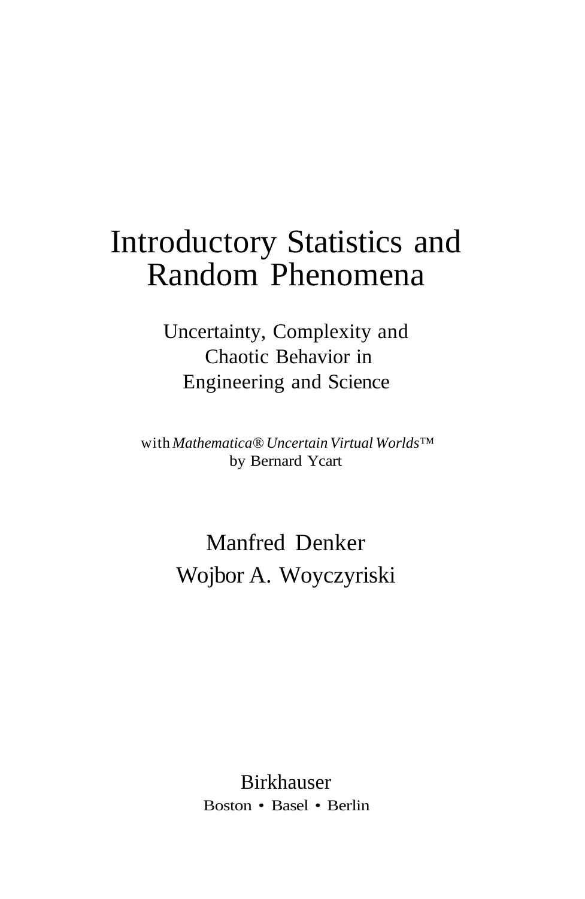# Introductory Statistics and Random Phenomena

## Uncertainty, Complexity and Chaotic Behavior in Engineering and Science

with *Mathematica® Uncertain Virtual Worlds™*
by Bernard Ycart

Manfred Denker
Wojbor A. Woyczyriski

Birkhauser
Boston • Basel • Berlin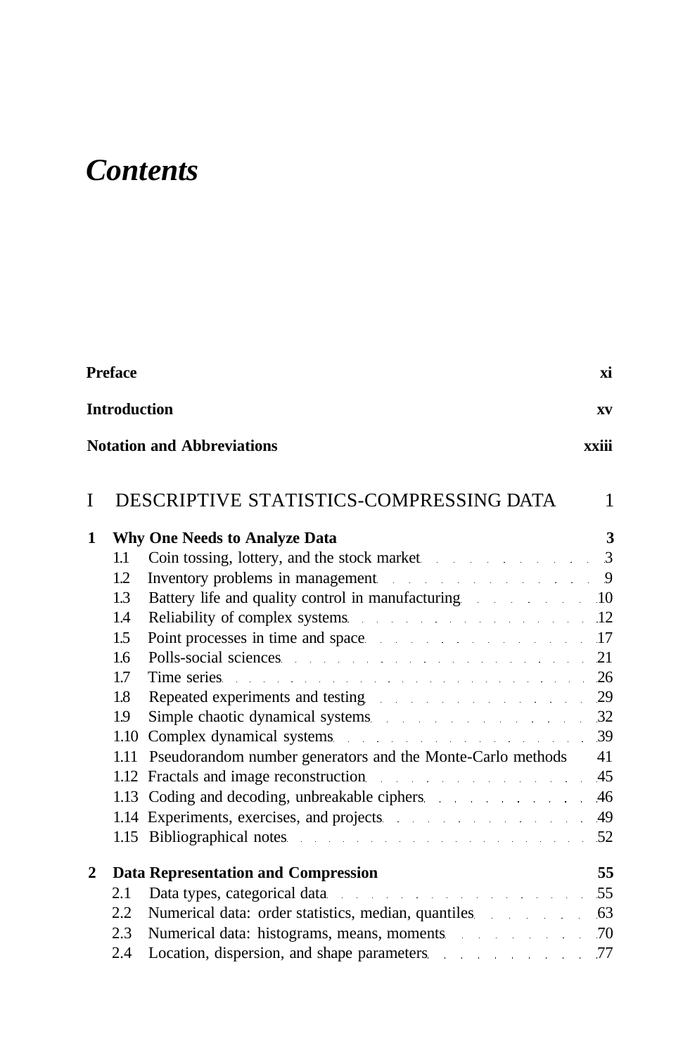# *Contents*

**Preface** **xi**

**Introduction** **xv**

**Notation and Abbreviations** **xxiii**

I DESCRIPTIVE STATISTICS-COMPRESSING DATA 1

**1 Why One Needs to Analyze Data** **3**

1.1 Coin tossing, lottery, and the stock market . . . . . . . . . . . 3
1.2 Inventory problems in management . . . . . . . . . . . . . 9
1.3 Battery life and quality control in manufacturing . . . . . . . . 10
1.4 Reliability of complex systems . . . . . . . . . . . . . . . . 12
1.5 Point processes in time and space . . . . . . . . . . . . . . 17
1.6 Polls-social sciences . . . . . . . . . . . . . . . . . . . . 21
1.7 Time series . . . . . . . . . . . . . . . . . . . . . . . . . 26
1.8 Repeated experiments and testing . . . . . . . . . . . . . . 29
1.9 Simple chaotic dynamical systems . . . . . . . . . . . . . . 32
1.10 Complex dynamical systems . . . . . . . . . . . . . . . . 39
1.11 Pseudorandom number generators and the Monte-Carlo methods 41
1.12 Fractals and image reconstruction . . . . . . . . . . . . . . 45
1.13 Coding and decoding, unbreakable ciphers . . . . . . . . . . . 46
1.14 Experiments, exercises, and projects . . . . . . . . . . . . . 49
1.15 Bibliographical notes . . . . . . . . . . . . . . . . . . . . 52

**2 Data Representation and Compression** **55**

2.1 Data types, categorical data . . . . . . . . . . . . . . . . . 55
2.2 Numerical data: order statistics, median, quantiles . . . . . . . 63
2.3 Numerical data: histograms, means, moments . . . . . . . . . 70
2.4 Location, dispersion, and shape parameters . . . . . . . . . . 77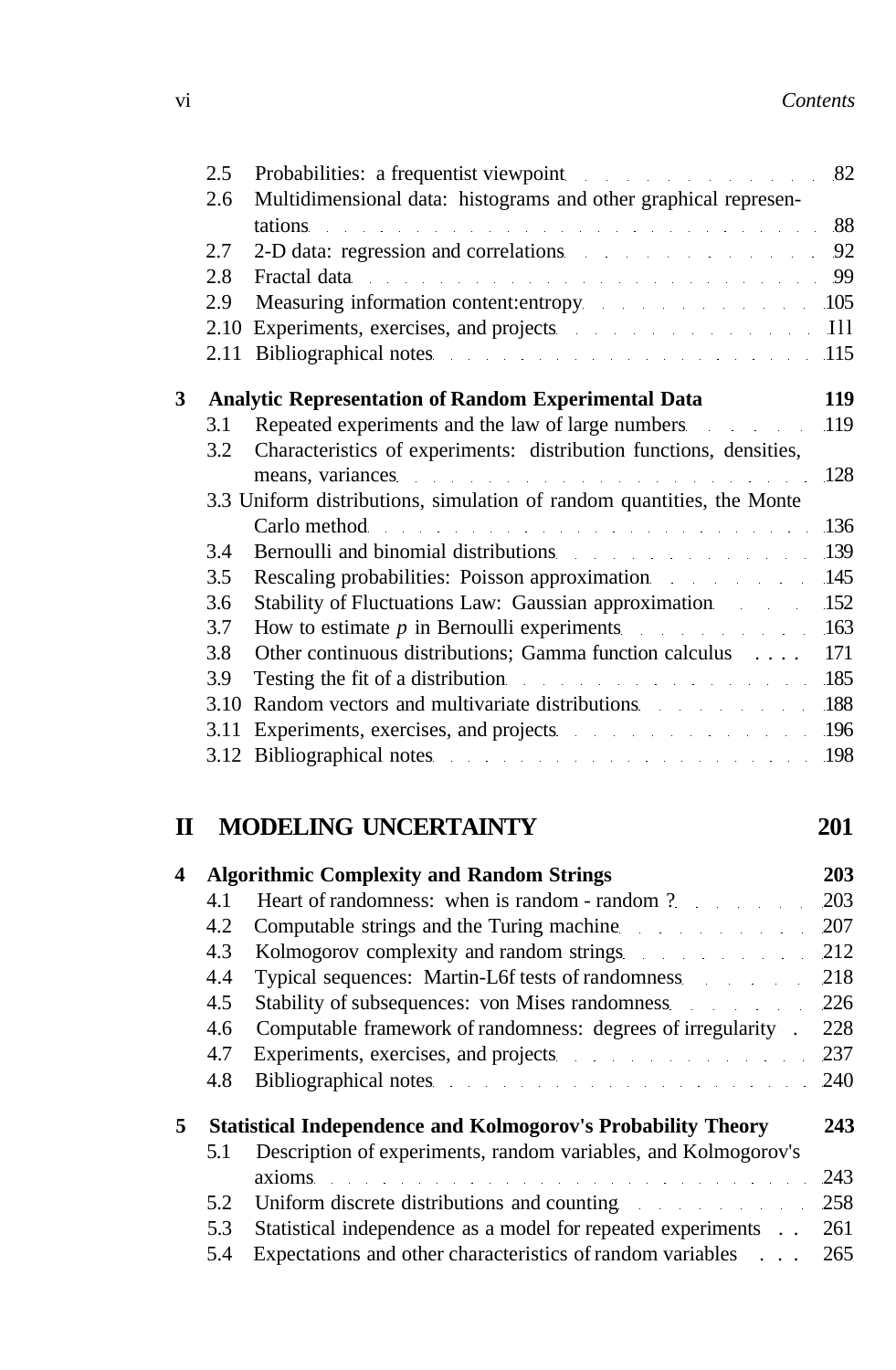- 2.5 Probabilities: a frequentist viewpoint . . . 82
- 2.6 Multidimensional data: histograms and other graphical representations . . . 88
- 2.7 2-D data: regression and correlations . . . 92
- 2.8 Fractal data . . . 99
- 2.9 Measuring information content:entropy . . . 105
- 2.10 Experiments, exercises, and projects . . . I11
- 2.11 Bibliographical notes . . . 115

**3 Analytic Representation of Random Experimental Data — 119**

- 3.1 Repeated experiments and the law of large numbers . . . 119
- 3.2 Characteristics of experiments: distribution functions, densities, means, variances . . . 128
- 3.3 Uniform distributions, simulation of random quantities, the Monte Carlo method . . . 136
- 3.4 Bernoulli and binomial distributions . . . 139
- 3.5 Rescaling probabilities: Poisson approximation . . . 145
- 3.6 Stability of Fluctuations Law: Gaussian approximation . . . 152
- 3.7 How to estimate $p$ in Bernoulli experiments . . . 163
- 3.8 Other continuous distributions; Gamma function calculus . . . 171
- 3.9 Testing the fit of a distribution . . . 185
- 3.10 Random vectors and multivariate distributions . . . 188
- 3.11 Experiments, exercises, and projects . . . 196
- 3.12 Bibliographical notes . . . 198

## II MODELING UNCERTAINTY — 201

**4 Algorithmic Complexity and Random Strings — 203**

- 4.1 Heart of randomness: when is random - random ? . . . 203
- 4.2 Computable strings and the Turing machine . . . 207
- 4.3 Kolmogorov complexity and random strings . . . 212
- 4.4 Typical sequences: Martin-L6f tests of randomness . . . 218
- 4.5 Stability of subsequences: von Mises randomness . . . 226
- 4.6 Computable framework of randomness: degrees of irregularity . . . 228
- 4.7 Experiments, exercises, and projects . . . 237
- 4.8 Bibliographical notes . . . 240

**5 Statistical Independence and Kolmogorov's Probability Theory — 243**

- 5.1 Description of experiments, random variables, and Kolmogorov's axioms . . . 243
- 5.2 Uniform discrete distributions and counting . . . 258
- 5.3 Statistical independence as a model for repeated experiments . . . 261
- 5.4 Expectations and other characteristics of random variables . . . 265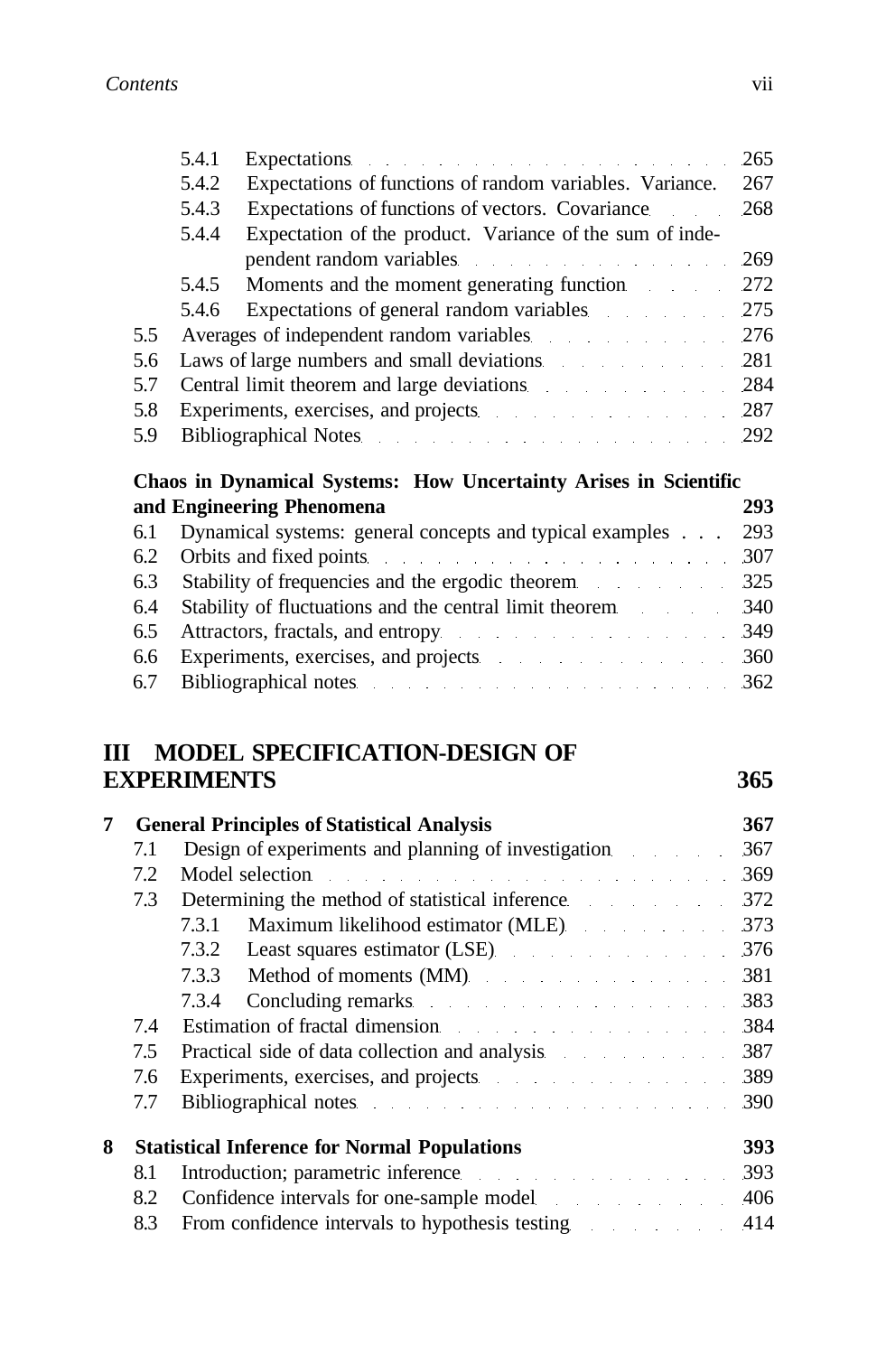- 5.4.1 Expectations . . . . . 265
- 5.4.2 Expectations of functions of random variables. Variance. 267
- 5.4.3 Expectations of functions of vectors. Covariance . . . . 268
- 5.4.4 Expectation of the product. Variance of the sum of independent random variables . . . . . 269
- 5.4.5 Moments and the moment generating function . . . . . 272
- 5.4.6 Expectations of general random variables . . . . . 275

5.5 Averages of independent random variables . . . . . 276

5.6 Laws of large numbers and small deviations . . . . . 281

5.7 Central limit theorem and large deviations . . . . . 284

5.8 Experiments, exercises, and projects . . . . . 287

5.9 Bibliographical Notes . . . . . 292

**Chaos in Dynamical Systems: How Uncertainty Arises in Scientific and Engineering Phenomena** **293**

6.1 Dynamical systems: general concepts and typical examples . . . 293

6.2 Orbits and fixed points . . . . . 307

6.3 Stability of frequencies and the ergodic theorem . . . . . 325

6.4 Stability of fluctuations and the central limit theorem . . . . . 340

6.5 Attractors, fractals, and entropy . . . . . 349

6.6 Experiments, exercises, and projects . . . . . 360

6.7 Bibliographical notes . . . . . 362

## III MODEL SPECIFICATION-DESIGN OF EXPERIMENTS 365

**7 General Principles of Statistical Analysis** **367**

7.1 Design of experiments and planning of investigation . . . . . 367

7.2 Model selection . . . . . 369

7.3 Determining the method of statistical inference . . . . . 372

- 7.3.1 Maximum likelihood estimator (MLE) . . . . . 373
- 7.3.2 Least squares estimator (LSE) . . . . . 376
- 7.3.3 Method of moments (MM) . . . . . 381
- 7.3.4 Concluding remarks . . . . . 383

7.4 Estimation of fractal dimension . . . . . 384

7.5 Practical side of data collection and analysis . . . . . 387

7.6 Experiments, exercises, and projects . . . . . 389

7.7 Bibliographical notes . . . . . 390

**8 Statistical Inference for Normal Populations** **393**

8.1 Introduction; parametric inference . . . . . 393

8.2 Confidence intervals for one-sample model . . . . . 406

8.3 From confidence intervals to hypothesis testing . . . . . 414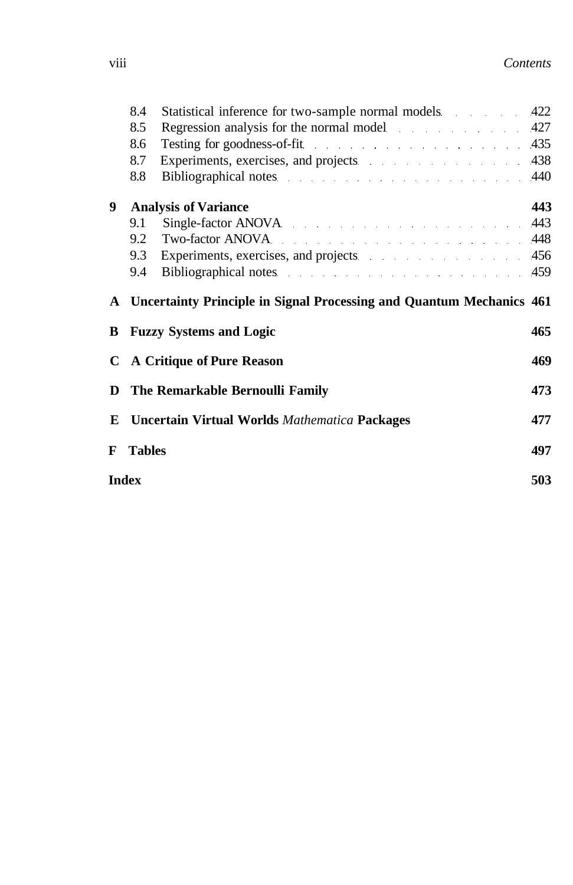- 8.4 Statistical inference for two-sample normal models . . . . . . . 422
- 8.5 Regression analysis for the normal model . . . . . . . . . . . . 427
- 8.6 Testing for goodness-of-fit . . . . . . . . . . . . . . . . . . . . 435
- 8.7 Experiments, exercises, and projects . . . . . . . . . . . . . . . 438
- 8.8 Bibliographical notes . . . . . . . . . . . . . . . . . . . . . . . 440

**9 Analysis of Variance** **443**

- 9.1 Single-factor ANOVA . . . . . . . . . . . . . . . . . . . . . . 443
- 9.2 Two-factor ANOVA . . . . . . . . . . . . . . . . . . . . . . . 448
- 9.3 Experiments, exercises, and projects . . . . . . . . . . . . . . . 456
- 9.4 Bibliographical notes . . . . . . . . . . . . . . . . . . . . . . . 459

**A Uncertainty Principle in Signal Processing and Quantum Mechanics** **461**

**B Fuzzy Systems and Logic** **465**

**C A Critique of Pure Reason** **469**

**D The Remarkable Bernoulli Family** **473**

**E Uncertain Virtual Worlds** ***Mathematica*** **Packages** **477**

**F Tables** **497**

**Index** **503**